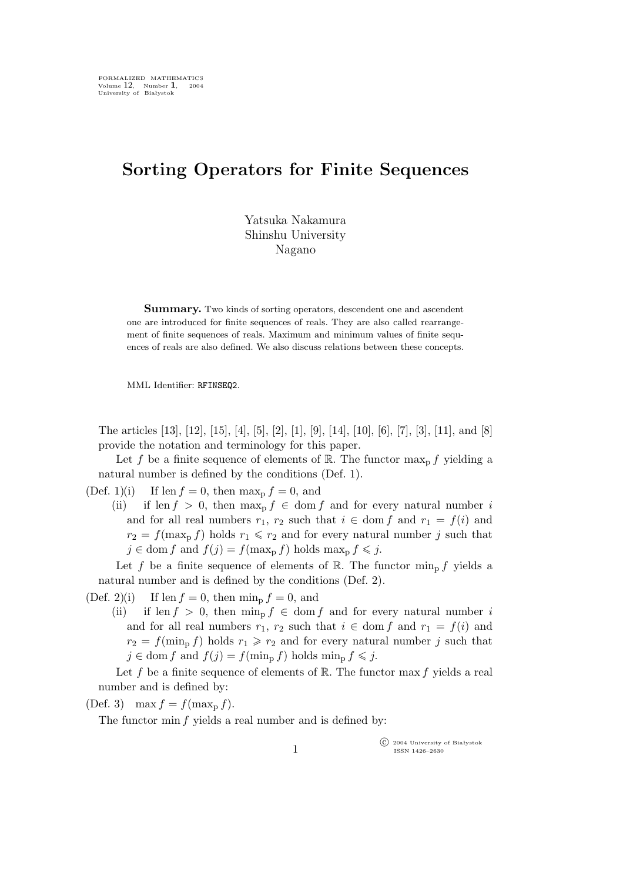# Sorting Operators for Finite Sequences

Yatsuka Nakamura
Shinshu University
Nagano

**Summary.** Two kinds of sorting operators, descendent one and ascendent one are introduced for finite sequences of reals. They are also called rearrangement of finite sequences of reals. Maximum and minimum values of finite sequences of reals are also defined. We also discuss relations between these concepts.

MML Identifier: RFINSEQ2.

The articles [13], [12], [15], [4], [5], [2], [1], [9], [14], [10], [6], [7], [3], [11], and [8] provide the notation and terminology for this paper.

Let $f$ be a finite sequence of elements of $\mathbb{R}$. The functor $\max_{\rm p} f$ yielding a natural number is defined by the conditions (Def. 1).

(Def. 1)(i) If $\operatorname{len} f = 0$, then $\max_{\rm p} f = 0$, and

(ii) if $\operatorname{len} f > 0$, then $\max_{\rm p} f \in \operatorname{dom} f$ and for every natural number $i$ and for all real numbers $r_1$, $r_2$ such that $i \in \operatorname{dom} f$ and $r_1 = f(i)$ and $r_2 = f(\max_{\rm p} f)$ holds $r_1 \leqslant r_2$ and for every natural number $j$ such that $j \in \operatorname{dom} f$ and $f(j) = f(\max_{\rm p} f)$ holds $\max_{\rm p} f \leqslant j$.

Let $f$ be a finite sequence of elements of $\mathbb{R}$. The functor $\min_{\rm p} f$ yields a natural number and is defined by the conditions (Def. 2).

(Def. 2)(i) If $\operatorname{len} f = 0$, then $\min_{\rm p} f = 0$, and

(ii) if $\operatorname{len} f > 0$, then $\min_{\rm p} f \in \operatorname{dom} f$ and for every natural number $i$ and for all real numbers $r_1$, $r_2$ such that $i \in \operatorname{dom} f$ and $r_1 = f(i)$ and $r_2 = f(\min_{\rm p} f)$ holds $r_1 \geqslant r_2$ and for every natural number $j$ such that $j \in \operatorname{dom} f$ and $f(j) = f(\min_{\rm p} f)$ holds $\min_{\rm p} f \leqslant j$.

Let $f$ be a finite sequence of elements of $\mathbb{R}$. The functor $\max f$ yields a real number and is defined by:

(Def. 3) $\max f = f(\max_{\rm p} f)$.

The functor $\min f$ yields a real number and is defined by: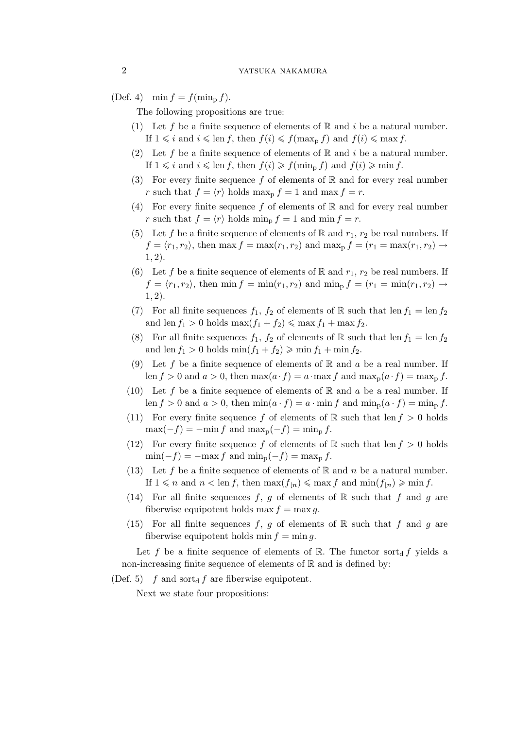(Def. 4) $\min f = f(\min_{\rm p} f)$.

The following propositions are true:

(1) Let $f$ be a finite sequence of elements of $\mathbb{R}$ and $i$ be a natural number. If $1 \leqslant i$ and $i \leqslant \operatorname{len} f$, then $f(i) \leqslant f(\max_{\rm p} f)$ and $f(i) \leqslant \max f$.

(2) Let $f$ be a finite sequence of elements of $\mathbb{R}$ and $i$ be a natural number. If $1 \leqslant i$ and $i \leqslant \operatorname{len} f$, then $f(i) \geqslant f(\min_{\rm p} f)$ and $f(i) \geqslant \min f$.

(3) For every finite sequence $f$ of elements of $\mathbb{R}$ and for every real number $r$ such that $f = \langle r \rangle$ holds $\max_{\rm p} f = 1$ and $\max f = r$.

(4) For every finite sequence $f$ of elements of $\mathbb{R}$ and for every real number $r$ such that $f = \langle r \rangle$ holds $\min_{\rm p} f = 1$ and $\min f = r$.

(5) Let $f$ be a finite sequence of elements of $\mathbb{R}$ and $r_1$, $r_2$ be real numbers. If $f = \langle r_1, r_2 \rangle$, then $\max f = \max(r_1, r_2)$ and $\max_{\rm p} f = (r_1 = \max(r_1, r_2) \to 1, 2)$.

(6) Let $f$ be a finite sequence of elements of $\mathbb{R}$ and $r_1$, $r_2$ be real numbers. If $f = \langle r_1, r_2 \rangle$, then $\min f = \min(r_1, r_2)$ and $\min_{\rm p} f = (r_1 = \min(r_1, r_2) \to 1, 2)$.

(7) For all finite sequences $f_1$, $f_2$ of elements of $\mathbb{R}$ such that $\operatorname{len} f_1 = \operatorname{len} f_2$ and $\operatorname{len} f_1 > 0$ holds $\max(f_1 + f_2) \leqslant \max f_1 + \max f_2$.

(8) For all finite sequences $f_1$, $f_2$ of elements of $\mathbb{R}$ such that $\operatorname{len} f_1 = \operatorname{len} f_2$ and $\operatorname{len} f_1 > 0$ holds $\min(f_1 + f_2) \geqslant \min f_1 + \min f_2$.

(9) Let $f$ be a finite sequence of elements of $\mathbb{R}$ and $a$ be a real number. If $\operatorname{len} f > 0$ and $a > 0$, then $\max(a \cdot f) = a \cdot \max f$ and $\max_{\rm p}(a \cdot f) = \max_{\rm p} f$.

(10) Let $f$ be a finite sequence of elements of $\mathbb{R}$ and $a$ be a real number. If $\operatorname{len} f > 0$ and $a > 0$, then $\min(a \cdot f) = a \cdot \min f$ and $\min_{\rm p}(a \cdot f) = \min_{\rm p} f$.

(11) For every finite sequence $f$ of elements of $\mathbb{R}$ such that $\operatorname{len} f > 0$ holds $\max(-f) = -\min f$ and $\max_{\rm p}(-f) = \min_{\rm p} f$.

(12) For every finite sequence $f$ of elements of $\mathbb{R}$ such that $\operatorname{len} f > 0$ holds $\min(-f) = -\max f$ and $\min_{\rm p}(-f) = \max_{\rm p} f$.

(13) Let $f$ be a finite sequence of elements of $\mathbb{R}$ and $n$ be a natural number. If $1 \leqslant n$ and $n < \operatorname{len} f$, then $\max(f_{\restriction n}) \leqslant \max f$ and $\min(f_{\restriction n}) \geqslant \min f$.

(14) For all finite sequences $f$, $g$ of elements of $\mathbb{R}$ such that $f$ and $g$ are fiberwise equipotent holds $\max f = \max g$.

(15) For all finite sequences $f$, $g$ of elements of $\mathbb{R}$ such that $f$ and $g$ are fiberwise equipotent holds $\min f = \min g$.

Let $f$ be a finite sequence of elements of $\mathbb{R}$. The functor $\operatorname{sort_d} f$ yields a non-increasing finite sequence of elements of $\mathbb{R}$ and is defined by:

(Def. 5) $f$ and $\operatorname{sort_d} f$ are fiberwise equipotent.

Next we state four propositions: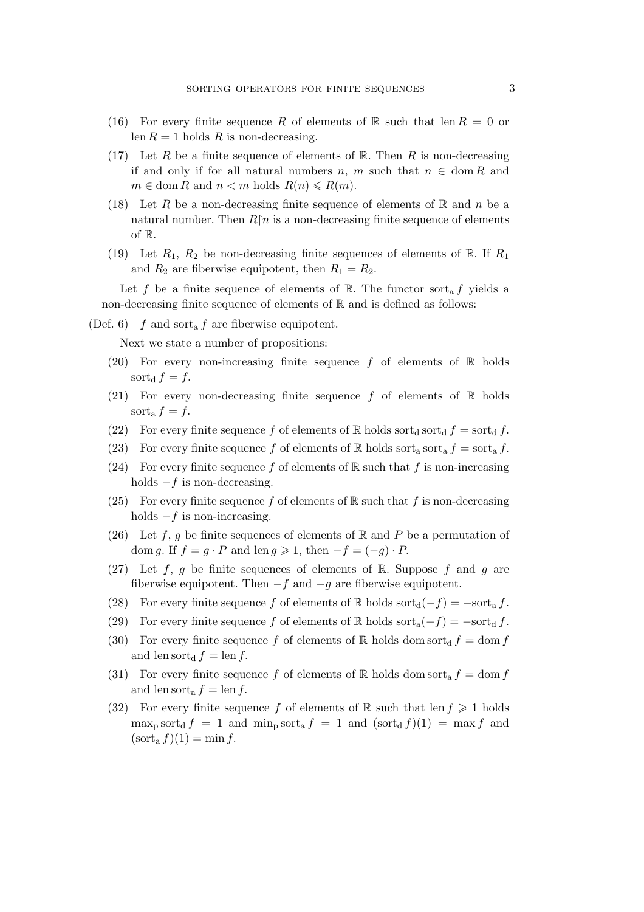(16) For every finite sequence $R$ of elements of $\mathbb{R}$ such that $\operatorname{len} R = 0$ or $\operatorname{len} R = 1$ holds $R$ is non-decreasing.

(17) Let $R$ be a finite sequence of elements of $\mathbb{R}$. Then $R$ is non-decreasing if and only if for all natural numbers $n$, $m$ such that $n \in \operatorname{dom} R$ and $m \in \operatorname{dom} R$ and $n < m$ holds $R(n) \leqslant R(m)$.

(18) Let $R$ be a non-decreasing finite sequence of elements of $\mathbb{R}$ and $n$ be a natural number. Then $R \restriction n$ is a non-decreasing finite sequence of elements of $\mathbb{R}$.

(19) Let $R_1$, $R_2$ be non-decreasing finite sequences of elements of $\mathbb{R}$. If $R_1$ and $R_2$ are fiberwise equipotent, then $R_1 = R_2$.

Let $f$ be a finite sequence of elements of $\mathbb{R}$. The functor $\operatorname{sort_a} f$ yields a non-decreasing finite sequence of elements of $\mathbb{R}$ and is defined as follows:

(Def. 6) $f$ and $\operatorname{sort_a} f$ are fiberwise equipotent.

Next we state a number of propositions:

(20) For every non-increasing finite sequence $f$ of elements of $\mathbb{R}$ holds $\operatorname{sort_d} f = f$.

(21) For every non-decreasing finite sequence $f$ of elements of $\mathbb{R}$ holds $\operatorname{sort_a} f = f$.

(22) For every finite sequence $f$ of elements of $\mathbb{R}$ holds $\operatorname{sort_d} \operatorname{sort_d} f = \operatorname{sort_d} f$.

(23) For every finite sequence $f$ of elements of $\mathbb{R}$ holds $\operatorname{sort_a} \operatorname{sort_a} f = \operatorname{sort_a} f$.

(24) For every finite sequence $f$ of elements of $\mathbb{R}$ such that $f$ is non-increasing holds $-f$ is non-decreasing.

(25) For every finite sequence $f$ of elements of $\mathbb{R}$ such that $f$ is non-decreasing holds $-f$ is non-increasing.

(26) Let $f$, $g$ be finite sequences of elements of $\mathbb{R}$ and $P$ be a permutation of $\operatorname{dom} g$. If $f = g \cdot P$ and $\operatorname{len} g \geqslant 1$, then $-f = (-g) \cdot P$.

(27) Let $f$, $g$ be finite sequences of elements of $\mathbb{R}$. Suppose $f$ and $g$ are fiberwise equipotent. Then $-f$ and $-g$ are fiberwise equipotent.

(28) For every finite sequence $f$ of elements of $\mathbb{R}$ holds $\operatorname{sort_d}(-f) = -\operatorname{sort_a} f$.

(29) For every finite sequence $f$ of elements of $\mathbb{R}$ holds $\operatorname{sort_a}(-f) = -\operatorname{sort_d} f$.

(30) For every finite sequence $f$ of elements of $\mathbb{R}$ holds $\operatorname{dom} \operatorname{sort_d} f = \operatorname{dom} f$ and $\operatorname{len} \operatorname{sort_d} f = \operatorname{len} f$.

(31) For every finite sequence $f$ of elements of $\mathbb{R}$ holds $\operatorname{dom} \operatorname{sort_a} f = \operatorname{dom} f$ and $\operatorname{len} \operatorname{sort_a} f = \operatorname{len} f$.

(32) For every finite sequence $f$ of elements of $\mathbb{R}$ such that $\operatorname{len} f \geqslant 1$ holds $\max_{\mathrm{p}} \operatorname{sort_d} f = 1$ and $\min_{\mathrm{p}} \operatorname{sort_a} f = 1$ and $(\operatorname{sort_d} f)(1) = \max f$ and $(\operatorname{sort_a} f)(1) = \min f$.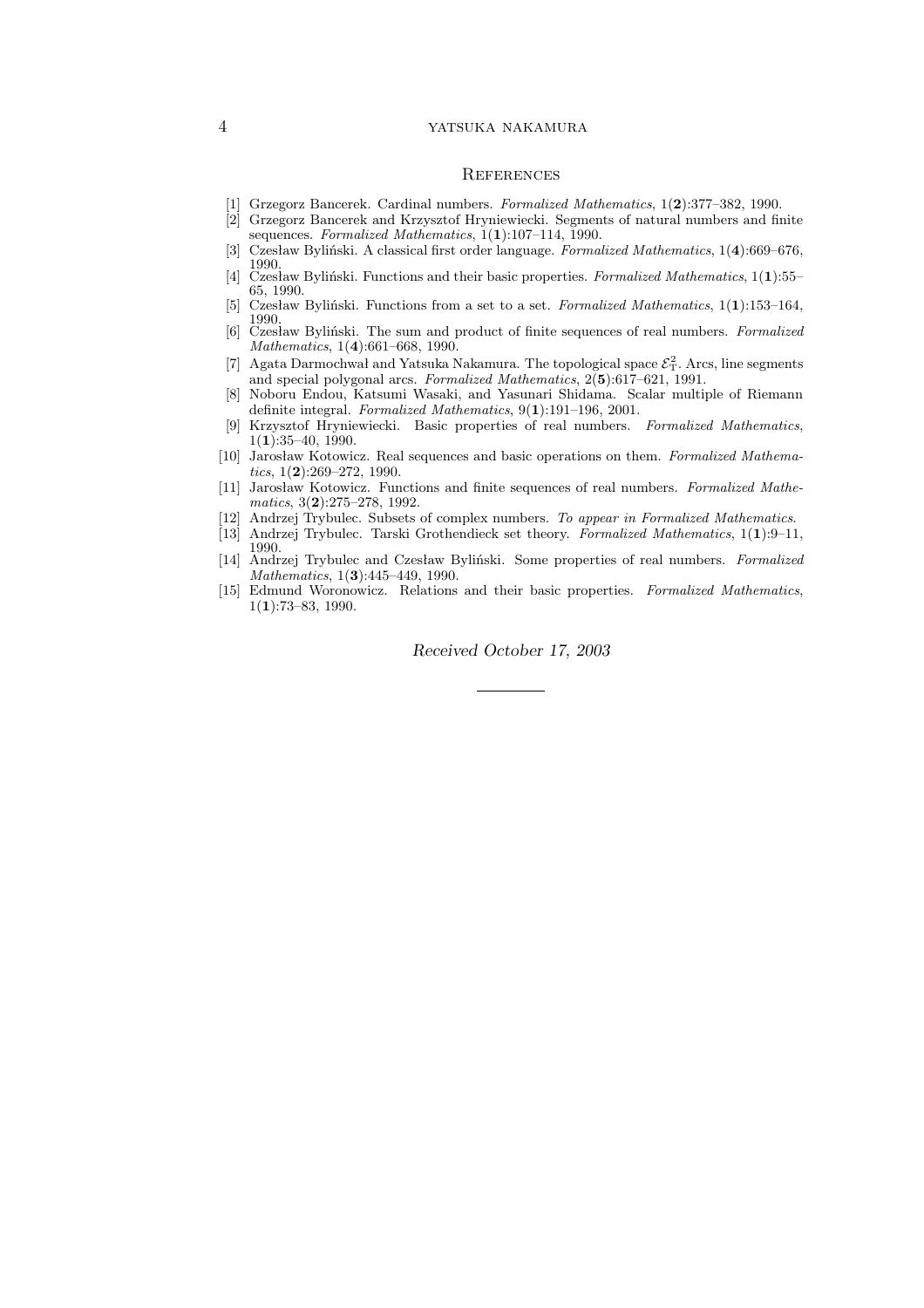## References

[1] Grzegorz Bancerek. Cardinal numbers. *Formalized Mathematics*, 1(**2**):377–382, 1990.

[2] Grzegorz Bancerek and Krzysztof Hryniewiecki. Segments of natural numbers and finite sequences. *Formalized Mathematics*, 1(**1**):107–114, 1990.

[3] Czesław Byliński. A classical first order language. *Formalized Mathematics*, 1(**4**):669–676, 1990.

[4] Czesław Byliński. Functions and their basic properties. *Formalized Mathematics*, 1(**1**):55–65, 1990.

[5] Czesław Byliński. Functions from a set to a set. *Formalized Mathematics*, 1(**1**):153–164, 1990.

[6] Czesław Byliński. The sum and product of finite sequences of real numbers. *Formalized Mathematics*, 1(**4**):661–668, 1990.

[7] Agata Darmochwał and Yatsuka Nakamura. The topological space $\mathcal{E}^2_{\rm T}$. Arcs, line segments and special polygonal arcs. *Formalized Mathematics*, 2(**5**):617–621, 1991.

[8] Noboru Endou, Katsumi Wasaki, and Yasunari Shidama. Scalar multiple of Riemann definite integral. *Formalized Mathematics*, 9(**1**):191–196, 2001.

[9] Krzysztof Hryniewiecki. Basic properties of real numbers. *Formalized Mathematics*, 1(**1**):35–40, 1990.

[10] Jarosław Kotowicz. Real sequences and basic operations on them. *Formalized Mathematics*, 1(**2**):269–272, 1990.

[11] Jarosław Kotowicz. Functions and finite sequences of real numbers. *Formalized Mathematics*, 3(**2**):275–278, 1992.

[12] Andrzej Trybulec. Subsets of complex numbers. *To appear in Formalized Mathematics*.

[13] Andrzej Trybulec. Tarski Grothendieck set theory. *Formalized Mathematics*, 1(**1**):9–11, 1990.

[14] Andrzej Trybulec and Czesław Byliński. Some properties of real numbers. *Formalized Mathematics*, 1(**3**):445–449, 1990.

[15] Edmund Woronowicz. Relations and their basic properties. *Formalized Mathematics*, 1(**1**):73–83, 1990.

*Received October 17, 2003*